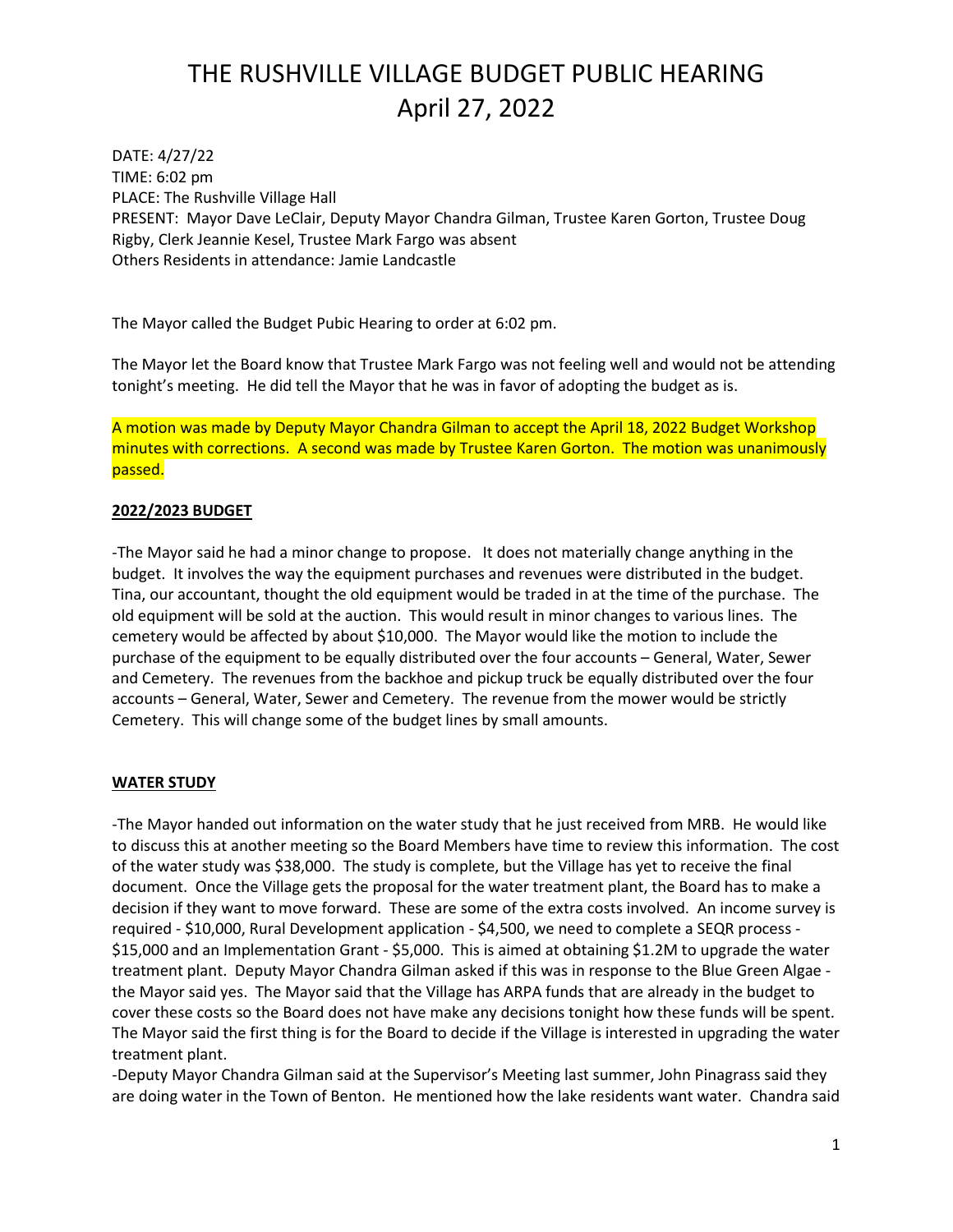# THE RUSHVILLE VILLAGE BUDGET PUBLIC HEARING
# April 27, 2022

DATE: 4/27/22
TIME: 6:02 pm
PLACE: The Rushville Village Hall
PRESENT: Mayor Dave LeClair, Deputy Mayor Chandra Gilman, Trustee Karen Gorton, Trustee Doug Rigby, Clerk Jeannie Kesel, Trustee Mark Fargo was absent
Others Residents in attendance: Jamie Landcastle

The Mayor called the Budget Pubic Hearing to order at 6:02 pm.

The Mayor let the Board know that Trustee Mark Fargo was not feeling well and would not be attending tonight's meeting. He did tell the Mayor that he was in favor of adopting the budget as is.

A motion was made by Deputy Mayor Chandra Gilman to accept the April 18, 2022 Budget Workshop minutes with corrections. A second was made by Trustee Karen Gorton. The motion was unanimously passed.

**2022/2023 BUDGET**

-The Mayor said he had a minor change to propose. It does not materially change anything in the budget. It involves the way the equipment purchases and revenues were distributed in the budget. Tina, our accountant, thought the old equipment would be traded in at the time of the purchase. The old equipment will be sold at the auction. This would result in minor changes to various lines. The cemetery would be affected by about $10,000. The Mayor would like the motion to include the purchase of the equipment to be equally distributed over the four accounts – General, Water, Sewer and Cemetery. The revenues from the backhoe and pickup truck be equally distributed over the four accounts – General, Water, Sewer and Cemetery. The revenue from the mower would be strictly Cemetery. This will change some of the budget lines by small amounts.

**WATER STUDY**

-The Mayor handed out information on the water study that he just received from MRB. He would like to discuss this at another meeting so the Board Members have time to review this information. The cost of the water study was $38,000. The study is complete, but the Village has yet to receive the final document. Once the Village gets the proposal for the water treatment plant, the Board has to make a decision if they want to move forward. These are some of the extra costs involved. An income survey is required - $10,000, Rural Development application - $4,500, we need to complete a SEQR process - $15,000 and an Implementation Grant - $5,000. This is aimed at obtaining $1.2M to upgrade the water treatment plant. Deputy Mayor Chandra Gilman asked if this was in response to the Blue Green Algae - the Mayor said yes. The Mayor said that the Village has ARPA funds that are already in the budget to cover these costs so the Board does not have make any decisions tonight how these funds will be spent. The Mayor said the first thing is for the Board to decide if the Village is interested in upgrading the water treatment plant.

-Deputy Mayor Chandra Gilman said at the Supervisor's Meeting last summer, John Pinagrass said they are doing water in the Town of Benton. He mentioned how the lake residents want water. Chandra said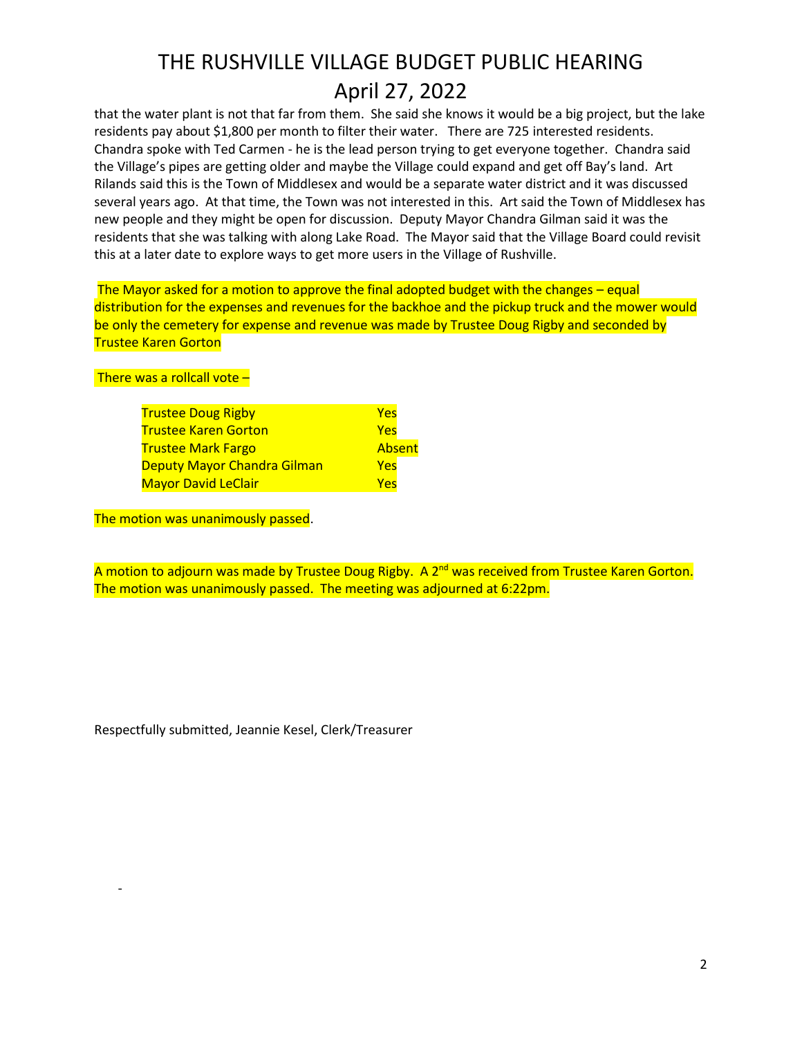that the water plant is not that far from them. She said she knows it would be a big project, but the lake residents pay about $1,800 per month to filter their water. There are 725 interested residents. Chandra spoke with Ted Carmen - he is the lead person trying to get everyone together. Chandra said the Village's pipes are getting older and maybe the Village could expand and get off Bay's land. Art Rilands said this is the Town of Middlesex and would be a separate water district and it was discussed several years ago. At that time, the Town was not interested in this. Art said the Town of Middlesex has new people and they might be open for discussion. Deputy Mayor Chandra Gilman said it was the residents that she was talking with along Lake Road. The Mayor said that the Village Board could revisit this at a later date to explore ways to get more users in the Village of Rushville.

The Mayor asked for a motion to approve the final adopted budget with the changes – equal distribution for the expenses and revenues for the backhoe and the pickup truck and the mower would be only the cemetery for expense and revenue was made by Trustee Doug Rigby and seconded by Trustee Karen Gorton

There was a rollcall vote –

| | |
|---|---|
| Trustee Doug Rigby | Yes |
| Trustee Karen Gorton | Yes |
| Trustee Mark Fargo | Absent |
| Deputy Mayor Chandra Gilman | Yes |
| Mayor David LeClair | Yes |

The motion was unanimously passed.

A motion to adjourn was made by Trustee Doug Rigby. A 2nd was received from Trustee Karen Gorton. The motion was unanimously passed. The meeting was adjourned at 6:22pm.

Respectfully submitted, Jeannie Kesel, Clerk/Treasurer

-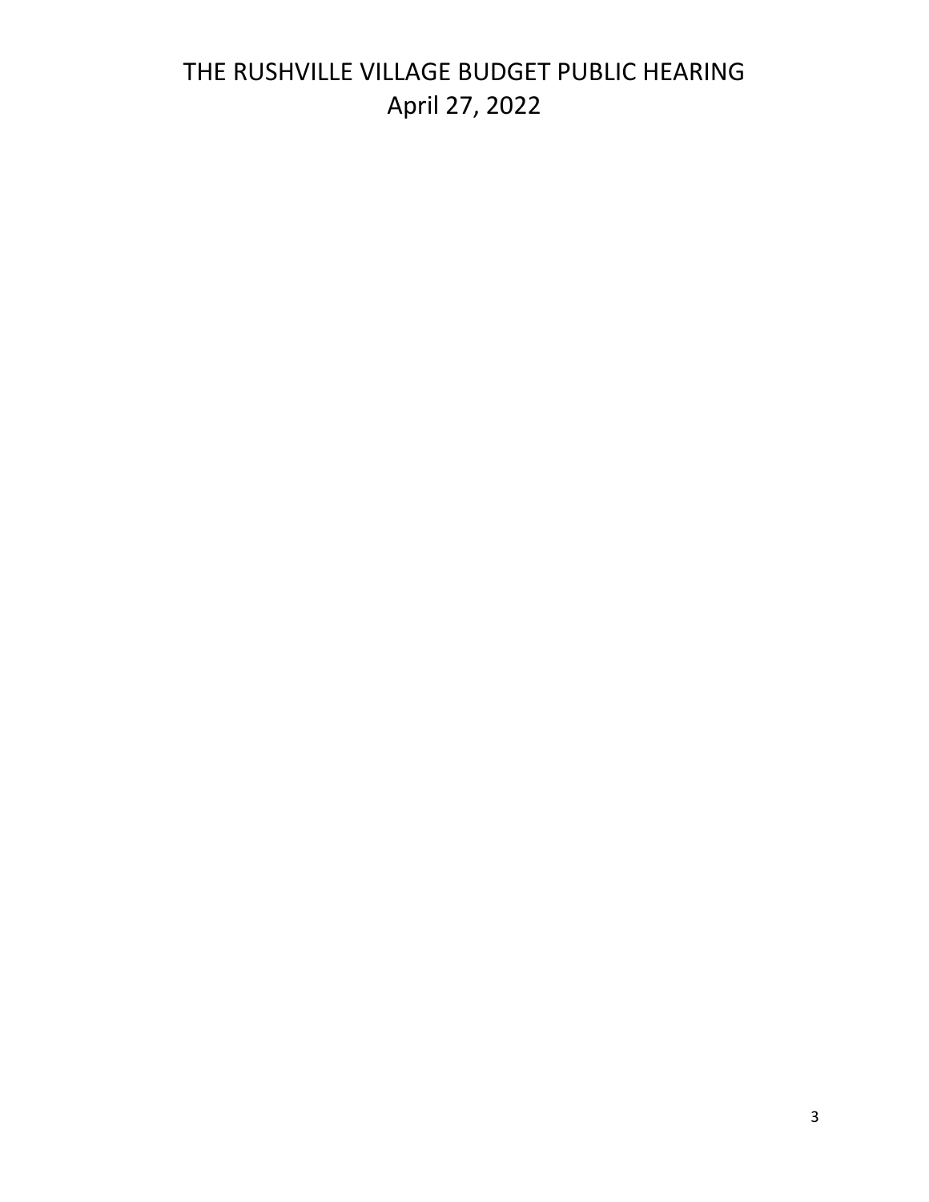# THE RUSHVILLE VILLAGE BUDGET PUBLIC HEARING
April 27, 2022